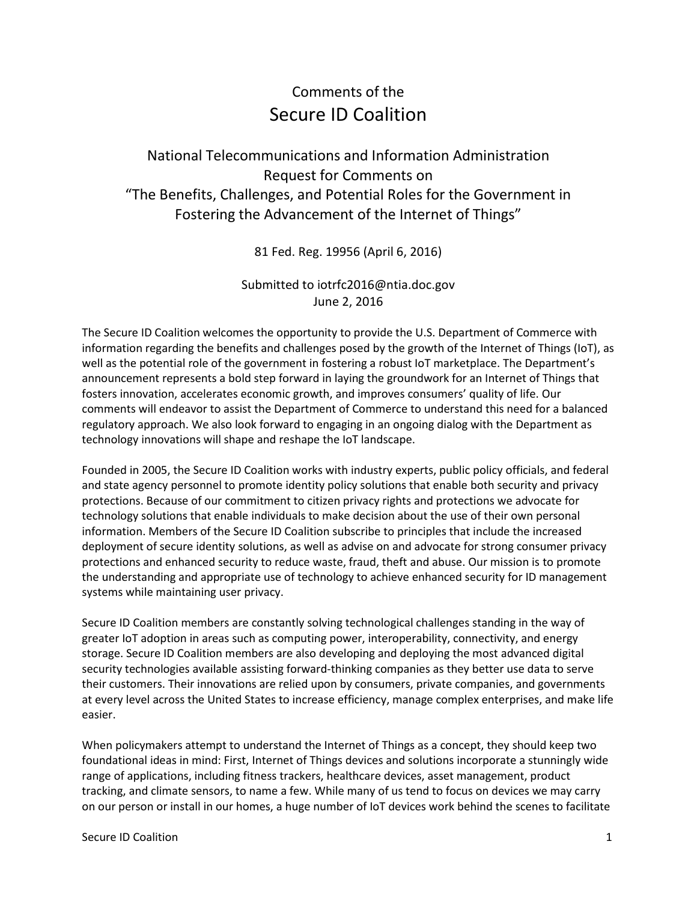Comments of the

# Secure ID Coalition

## National Telecommunications and Information Administration Request for Comments on "The Benefits, Challenges, and Potential Roles for the Government in Fostering the Advancement of the Internet of Things"

81 Fed. Reg. 19956 (April 6, 2016)

Submitted to iotrfc2016@ntia.doc.gov
June 2, 2016

The Secure ID Coalition welcomes the opportunity to provide the U.S. Department of Commerce with information regarding the benefits and challenges posed by the growth of the Internet of Things (IoT), as well as the potential role of the government in fostering a robust IoT marketplace. The Department's announcement represents a bold step forward in laying the groundwork for an Internet of Things that fosters innovation, accelerates economic growth, and improves consumers' quality of life. Our comments will endeavor to assist the Department of Commerce to understand this need for a balanced regulatory approach. We also look forward to engaging in an ongoing dialog with the Department as technology innovations will shape and reshape the IoT landscape.

Founded in 2005, the Secure ID Coalition works with industry experts, public policy officials, and federal and state agency personnel to promote identity policy solutions that enable both security and privacy protections. Because of our commitment to citizen privacy rights and protections we advocate for technology solutions that enable individuals to make decision about the use of their own personal information. Members of the Secure ID Coalition subscribe to principles that include the increased deployment of secure identity solutions, as well as advise on and advocate for strong consumer privacy protections and enhanced security to reduce waste, fraud, theft and abuse. Our mission is to promote the understanding and appropriate use of technology to achieve enhanced security for ID management systems while maintaining user privacy.

Secure ID Coalition members are constantly solving technological challenges standing in the way of greater IoT adoption in areas such as computing power, interoperability, connectivity, and energy storage. Secure ID Coalition members are also developing and deploying the most advanced digital security technologies available assisting forward-thinking companies as they better use data to serve their customers. Their innovations are relied upon by consumers, private companies, and governments at every level across the United States to increase efficiency, manage complex enterprises, and make life easier.

When policymakers attempt to understand the Internet of Things as a concept, they should keep two foundational ideas in mind: First, Internet of Things devices and solutions incorporate a stunningly wide range of applications, including fitness trackers, healthcare devices, asset management, product tracking, and climate sensors, to name a few. While many of us tend to focus on devices we may carry on our person or install in our homes, a huge number of IoT devices work behind the scenes to facilitate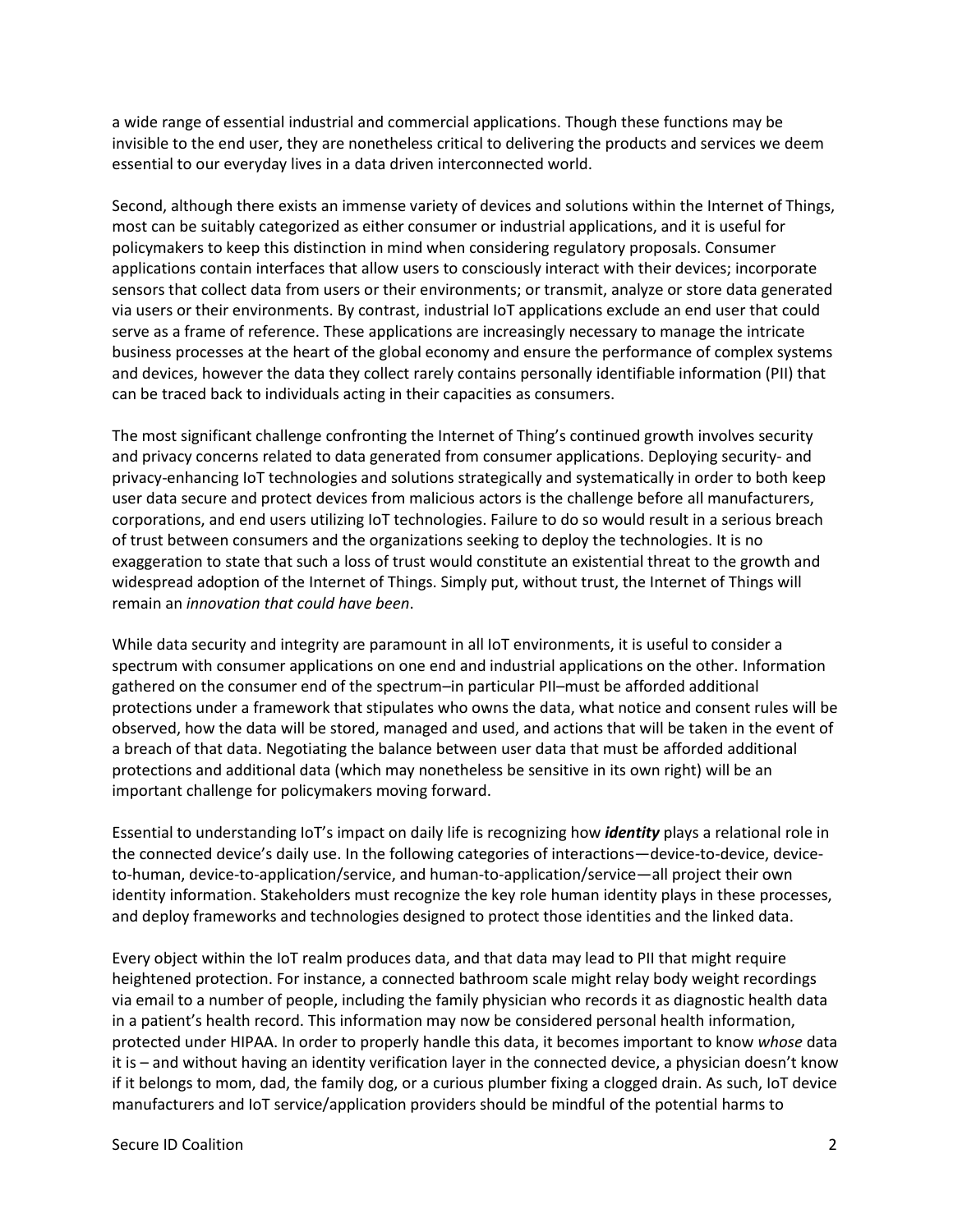a wide range of essential industrial and commercial applications. Though these functions may be invisible to the end user, they are nonetheless critical to delivering the products and services we deem essential to our everyday lives in a data driven interconnected world.

Second, although there exists an immense variety of devices and solutions within the Internet of Things, most can be suitably categorized as either consumer or industrial applications, and it is useful for policymakers to keep this distinction in mind when considering regulatory proposals. Consumer applications contain interfaces that allow users to consciously interact with their devices; incorporate sensors that collect data from users or their environments; or transmit, analyze or store data generated via users or their environments. By contrast, industrial IoT applications exclude an end user that could serve as a frame of reference. These applications are increasingly necessary to manage the intricate business processes at the heart of the global economy and ensure the performance of complex systems and devices, however the data they collect rarely contains personally identifiable information (PII) that can be traced back to individuals acting in their capacities as consumers.

The most significant challenge confronting the Internet of Thing's continued growth involves security and privacy concerns related to data generated from consumer applications. Deploying security- and privacy-enhancing IoT technologies and solutions strategically and systematically in order to both keep user data secure and protect devices from malicious actors is the challenge before all manufacturers, corporations, and end users utilizing IoT technologies. Failure to do so would result in a serious breach of trust between consumers and the organizations seeking to deploy the technologies. It is no exaggeration to state that such a loss of trust would constitute an existential threat to the growth and widespread adoption of the Internet of Things. Simply put, without trust, the Internet of Things will remain an *innovation that could have been*.

While data security and integrity are paramount in all IoT environments, it is useful to consider a spectrum with consumer applications on one end and industrial applications on the other. Information gathered on the consumer end of the spectrum–in particular PII–must be afforded additional protections under a framework that stipulates who owns the data, what notice and consent rules will be observed, how the data will be stored, managed and used, and actions that will be taken in the event of a breach of that data. Negotiating the balance between user data that must be afforded additional protections and additional data (which may nonetheless be sensitive in its own right) will be an important challenge for policymakers moving forward.

Essential to understanding IoT's impact on daily life is recognizing how ***identity*** plays a relational role in the connected device's daily use. In the following categories of interactions—device-to-device, device-to-human, device-to-application/service, and human-to-application/service—all project their own identity information. Stakeholders must recognize the key role human identity plays in these processes, and deploy frameworks and technologies designed to protect those identities and the linked data.

Every object within the IoT realm produces data, and that data may lead to PII that might require heightened protection. For instance, a connected bathroom scale might relay body weight recordings via email to a number of people, including the family physician who records it as diagnostic health data in a patient's health record. This information may now be considered personal health information, protected under HIPAA. In order to properly handle this data, it becomes important to know *whose* data it is – and without having an identity verification layer in the connected device, a physician doesn't know if it belongs to mom, dad, the family dog, or a curious plumber fixing a clogged drain. As such, IoT device manufacturers and IoT service/application providers should be mindful of the potential harms to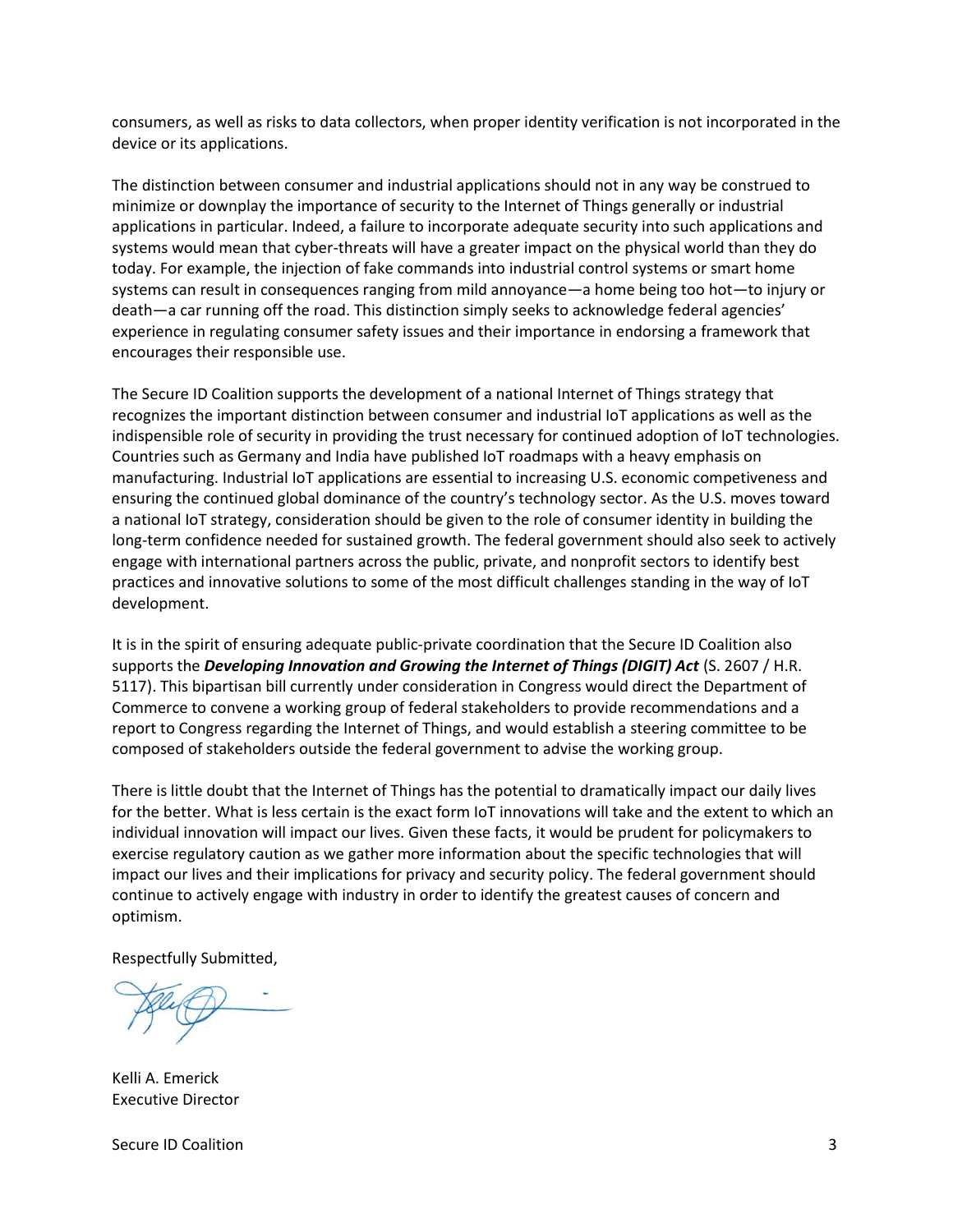consumers, as well as risks to data collectors, when proper identity verification is not incorporated in the device or its applications.

The distinction between consumer and industrial applications should not in any way be construed to minimize or downplay the importance of security to the Internet of Things generally or industrial applications in particular. Indeed, a failure to incorporate adequate security into such applications and systems would mean that cyber-threats will have a greater impact on the physical world than they do today. For example, the injection of fake commands into industrial control systems or smart home systems can result in consequences ranging from mild annoyance—a home being too hot—to injury or death—a car running off the road. This distinction simply seeks to acknowledge federal agencies' experience in regulating consumer safety issues and their importance in endorsing a framework that encourages their responsible use.

The Secure ID Coalition supports the development of a national Internet of Things strategy that recognizes the important distinction between consumer and industrial IoT applications as well as the indispensible role of security in providing the trust necessary for continued adoption of IoT technologies. Countries such as Germany and India have published IoT roadmaps with a heavy emphasis on manufacturing. Industrial IoT applications are essential to increasing U.S. economic competiveness and ensuring the continued global dominance of the country's technology sector. As the U.S. moves toward a national IoT strategy, consideration should be given to the role of consumer identity in building the long-term confidence needed for sustained growth. The federal government should also seek to actively engage with international partners across the public, private, and nonprofit sectors to identify best practices and innovative solutions to some of the most difficult challenges standing in the way of IoT development.

It is in the spirit of ensuring adequate public-private coordination that the Secure ID Coalition also supports the ***Developing Innovation and Growing the Internet of Things (DIGIT) Act*** (S. 2607 / H.R. 5117). This bipartisan bill currently under consideration in Congress would direct the Department of Commerce to convene a working group of federal stakeholders to provide recommendations and a report to Congress regarding the Internet of Things, and would establish a steering committee to be composed of stakeholders outside the federal government to advise the working group.

There is little doubt that the Internet of Things has the potential to dramatically impact our daily lives for the better. What is less certain is the exact form IoT innovations will take and the extent to which an individual innovation will impact our lives. Given these facts, it would be prudent for policymakers to exercise regulatory caution as we gather more information about the specific technologies that will impact our lives and their implications for privacy and security policy. The federal government should continue to actively engage with industry in order to identify the greatest causes of concern and optimism.

Respectfully Submitted,

Kelli A. Emerick
Executive Director